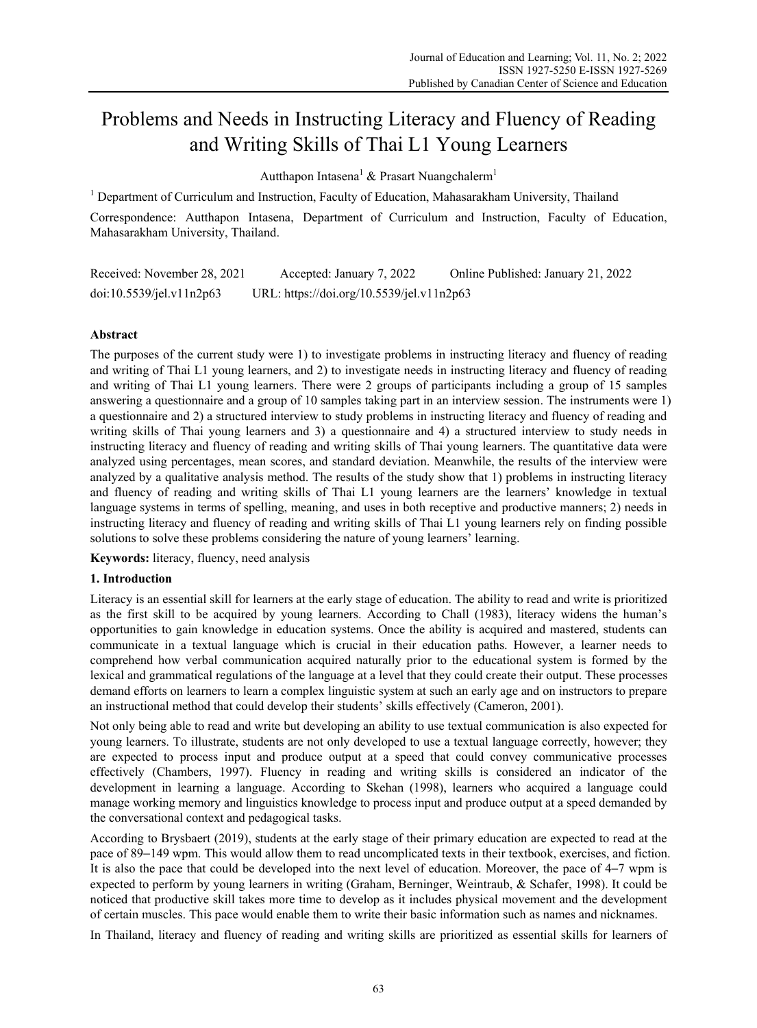# Problems and Needs in Instructing Literacy and Fluency of Reading and Writing Skills of Thai L1 Young Learners

Autthapon Intasena[1] & Prasart Nuangchalerm[1]

[1] Department of Curriculum and Instruction, Faculty of Education, Mahasarakham University, Thailand

Correspondence: Autthapon Intasena, Department of Curriculum and Instruction, Faculty of Education, Mahasarakham University, Thailand.

Received: November 28, 2021 Accepted: January 7, 2022 Online Published: January 21, 2022

doi:10.5539/jel.v11n2p63 URL: https://doi.org/10.5539/jel.v11n2p63

**Abstract**

The purposes of the current study were 1) to investigate problems in instructing literacy and fluency of reading and writing of Thai L1 young learners, and 2) to investigate needs in instructing literacy and fluency of reading and writing of Thai L1 young learners. There were 2 groups of participants including a group of 15 samples answering a questionnaire and a group of 10 samples taking part in an interview session. The instruments were 1) a questionnaire and 2) a structured interview to study problems in instructing literacy and fluency of reading and writing skills of Thai young learners and 3) a questionnaire and 4) a structured interview to study needs in instructing literacy and fluency of reading and writing skills of Thai young learners. The quantitative data were analyzed using percentages, mean scores, and standard deviation. Meanwhile, the results of the interview were analyzed by a qualitative analysis method. The results of the study show that 1) problems in instructing literacy and fluency of reading and writing skills of Thai L1 young learners are the learners' knowledge in textual language systems in terms of spelling, meaning, and uses in both receptive and productive manners; 2) needs in instructing literacy and fluency of reading and writing skills of Thai L1 young learners rely on finding possible solutions to solve these problems considering the nature of young learners' learning.

**Keywords:** literacy, fluency, need analysis

## 1. Introduction

Literacy is an essential skill for learners at the early stage of education. The ability to read and write is prioritized as the first skill to be acquired by young learners. According to Chall (1983), literacy widens the human's opportunities to gain knowledge in education systems. Once the ability is acquired and mastered, students can communicate in a textual language which is crucial in their education paths. However, a learner needs to comprehend how verbal communication acquired naturally prior to the educational system is formed by the lexical and grammatical regulations of the language at a level that they could create their output. These processes demand efforts on learners to learn a complex linguistic system at such an early age and on instructors to prepare an instructional method that could develop their students' skills effectively (Cameron, 2001).

Not only being able to read and write but developing an ability to use textual communication is also expected for young learners. To illustrate, students are not only developed to use a textual language correctly, however; they are expected to process input and produce output at a speed that could convey communicative processes effectively (Chambers, 1997). Fluency in reading and writing skills is considered an indicator of the development in learning a language. According to Skehan (1998), learners who acquired a language could manage working memory and linguistics knowledge to process input and produce output at a speed demanded by the conversational context and pedagogical tasks.

According to Brysbaert (2019), students at the early stage of their primary education are expected to read at the pace of 89–149 wpm. This would allow them to read uncomplicated texts in their textbook, exercises, and fiction. It is also the pace that could be developed into the next level of education. Moreover, the pace of 4–7 wpm is expected to perform by young learners in writing (Graham, Berninger, Weintraub, & Schafer, 1998). It could be noticed that productive skill takes more time to develop as it includes physical movement and the development of certain muscles. This pace would enable them to write their basic information such as names and nicknames.

In Thailand, literacy and fluency of reading and writing skills are prioritized as essential skills for learners of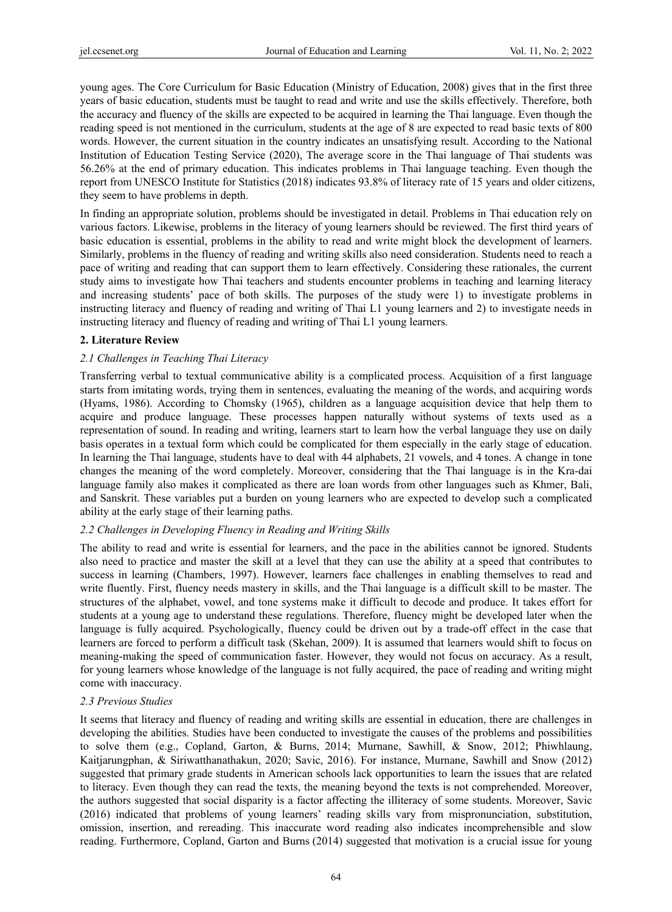young ages. The Core Curriculum for Basic Education (Ministry of Education, 2008) gives that in the first three years of basic education, students must be taught to read and write and use the skills effectively. Therefore, both the accuracy and fluency of the skills are expected to be acquired in learning the Thai language. Even though the reading speed is not mentioned in the curriculum, students at the age of 8 are expected to read basic texts of 800 words. However, the current situation in the country indicates an unsatisfying result. According to the National Institution of Education Testing Service (2020), The average score in the Thai language of Thai students was 56.26% at the end of primary education. This indicates problems in Thai language teaching. Even though the report from UNESCO Institute for Statistics (2018) indicates 93.8% of literacy rate of 15 years and older citizens, they seem to have problems in depth.

In finding an appropriate solution, problems should be investigated in detail. Problems in Thai education rely on various factors. Likewise, problems in the literacy of young learners should be reviewed. The first third years of basic education is essential, problems in the ability to read and write might block the development of learners. Similarly, problems in the fluency of reading and writing skills also need consideration. Students need to reach a pace of writing and reading that can support them to learn effectively. Considering these rationales, the current study aims to investigate how Thai teachers and students encounter problems in teaching and learning literacy and increasing students' pace of both skills. The purposes of the study were 1) to investigate problems in instructing literacy and fluency of reading and writing of Thai L1 young learners and 2) to investigate needs in instructing literacy and fluency of reading and writing of Thai L1 young learners.

## 2. Literature Review

### *2.1 Challenges in Teaching Thai Literacy*

Transferring verbal to textual communicative ability is a complicated process. Acquisition of a first language starts from imitating words, trying them in sentences, evaluating the meaning of the words, and acquiring words (Hyams, 1986). According to Chomsky (1965), children as a language acquisition device that help them to acquire and produce language. These processes happen naturally without systems of texts used as a representation of sound. In reading and writing, learners start to learn how the verbal language they use on daily basis operates in a textual form which could be complicated for them especially in the early stage of education. In learning the Thai language, students have to deal with 44 alphabets, 21 vowels, and 4 tones. A change in tone changes the meaning of the word completely. Moreover, considering that the Thai language is in the Kra-dai language family also makes it complicated as there are loan words from other languages such as Khmer, Bali, and Sanskrit. These variables put a burden on young learners who are expected to develop such a complicated ability at the early stage of their learning paths.

### *2.2 Challenges in Developing Fluency in Reading and Writing Skills*

The ability to read and write is essential for learners, and the pace in the abilities cannot be ignored. Students also need to practice and master the skill at a level that they can use the ability at a speed that contributes to success in learning (Chambers, 1997). However, learners face challenges in enabling themselves to read and write fluently. First, fluency needs mastery in skills, and the Thai language is a difficult skill to be master. The structures of the alphabet, vowel, and tone systems make it difficult to decode and produce. It takes effort for students at a young age to understand these regulations. Therefore, fluency might be developed later when the language is fully acquired. Psychologically, fluency could be driven out by a trade-off effect in the case that learners are forced to perform a difficult task (Skehan, 2009). It is assumed that learners would shift to focus on meaning-making the speed of communication faster. However, they would not focus on accuracy. As a result, for young learners whose knowledge of the language is not fully acquired, the pace of reading and writing might come with inaccuracy.

### *2.3 Previous Studies*

It seems that literacy and fluency of reading and writing skills are essential in education, there are challenges in developing the abilities. Studies have been conducted to investigate the causes of the problems and possibilities to solve them (e.g., Copland, Garton, & Burns, 2014; Murnane, Sawhill, & Snow, 2012; Phiwhlaung, Kaitjarungphan, & Siriwatthanathakun, 2020; Savic, 2016). For instance, Murnane, Sawhill and Snow (2012) suggested that primary grade students in American schools lack opportunities to learn the issues that are related to literacy. Even though they can read the texts, the meaning beyond the texts is not comprehended. Moreover, the authors suggested that social disparity is a factor affecting the illiteracy of some students. Moreover, Savic (2016) indicated that problems of young learners' reading skills vary from mispronunciation, substitution, omission, insertion, and rereading. This inaccurate word reading also indicates incomprehensible and slow reading. Furthermore, Copland, Garton and Burns (2014) suggested that motivation is a crucial issue for young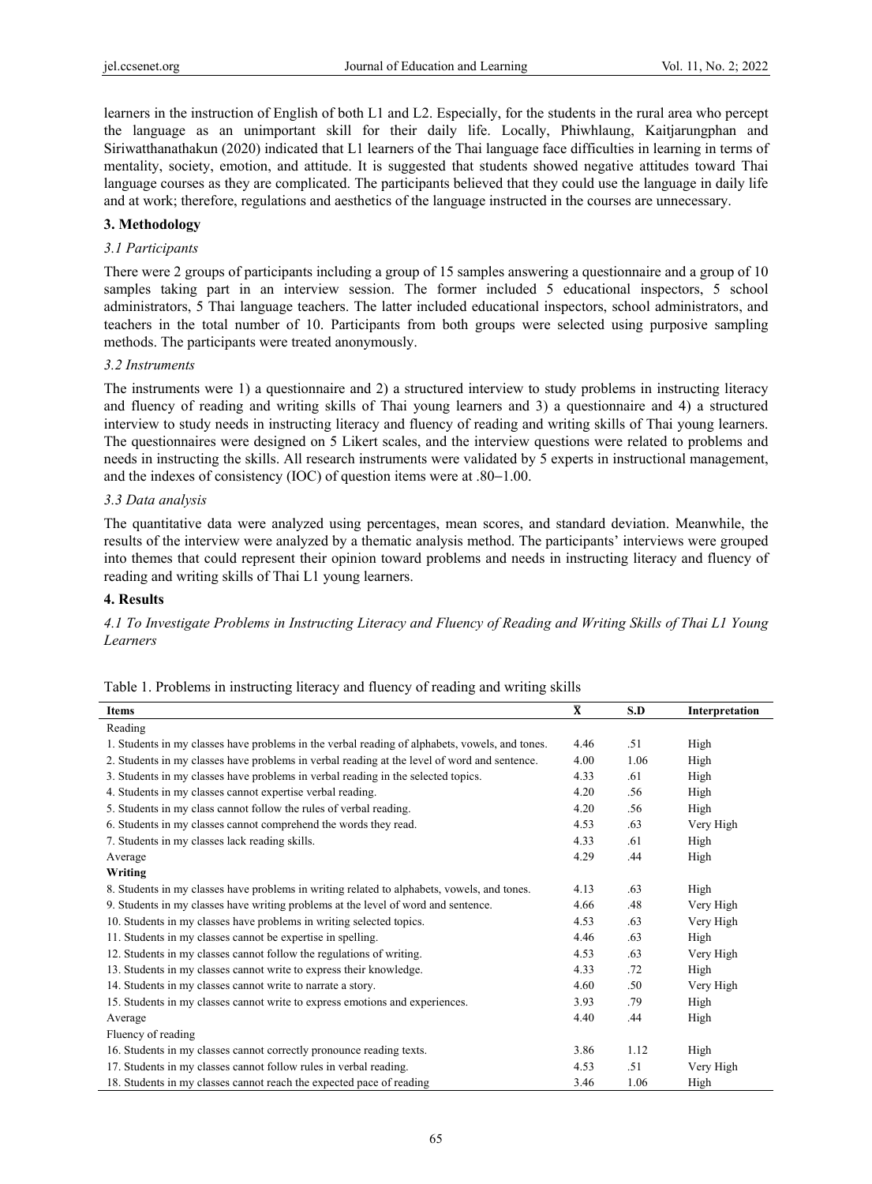learners in the instruction of English of both L1 and L2. Especially, for the students in the rural area who percept the language as an unimportant skill for their daily life. Locally, Phiwhlaung, Kaitjarungphan and Siriwatthanathakun (2020) indicated that L1 learners of the Thai language face difficulties in learning in terms of mentality, society, emotion, and attitude. It is suggested that students showed negative attitudes toward Thai language courses as they are complicated. The participants believed that they could use the language in daily life and at work; therefore, regulations and aesthetics of the language instructed in the courses are unnecessary.

## 3. Methodology

### *3.1 Participants*

There were 2 groups of participants including a group of 15 samples answering a questionnaire and a group of 10 samples taking part in an interview session. The former included 5 educational inspectors, 5 school administrators, 5 Thai language teachers. The latter included educational inspectors, school administrators, and teachers in the total number of 10. Participants from both groups were selected using purposive sampling methods. The participants were treated anonymously.

### *3.2 Instruments*

The instruments were 1) a questionnaire and 2) a structured interview to study problems in instructing literacy and fluency of reading and writing skills of Thai young learners and 3) a questionnaire and 4) a structured interview to study needs in instructing literacy and fluency of reading and writing skills of Thai young learners. The questionnaires were designed on 5 Likert scales, and the interview questions were related to problems and needs in instructing the skills. All research instruments were validated by 5 experts in instructional management, and the indexes of consistency (IOC) of question items were at .80–1.00.

### *3.3 Data analysis*

The quantitative data were analyzed using percentages, mean scores, and standard deviation. Meanwhile, the results of the interview were analyzed by a thematic analysis method. The participants' interviews were grouped into themes that could represent their opinion toward problems and needs in instructing literacy and fluency of reading and writing skills of Thai L1 young learners.

## 4. Results

### *4.1 To Investigate Problems in Instructing Literacy and Fluency of Reading and Writing Skills of Thai L1 Young Learners*

Table 1. Problems in instructing literacy and fluency of reading and writing skills

| Items | $\bar{X}$ | S.D | Interpretation |
|---|---|---|---|
| Reading | | | |
| 1. Students in my classes have problems in the verbal reading of alphabets, vowels, and tones. | 4.46 | .51 | High |
| 2. Students in my classes have problems in verbal reading at the level of word and sentence. | 4.00 | 1.06 | High |
| 3. Students in my classes have problems in verbal reading in the selected topics. | 4.33 | .61 | High |
| 4. Students in my classes cannot expertise verbal reading. | 4.20 | .56 | High |
| 5. Students in my class cannot follow the rules of verbal reading. | 4.20 | .56 | High |
| 6. Students in my classes cannot comprehend the words they read. | 4.53 | .63 | Very High |
| 7. Students in my classes lack reading skills. | 4.33 | .61 | High |
| Average | 4.29 | .44 | High |
| **Writing** | | | |
| 8. Students in my classes have problems in writing related to alphabets, vowels, and tones. | 4.13 | .63 | High |
| 9. Students in my classes have writing problems at the level of word and sentence. | 4.66 | .48 | Very High |
| 10. Students in my classes have problems in writing selected topics. | 4.53 | .63 | Very High |
| 11. Students in my classes cannot be expertise in spelling. | 4.46 | .63 | High |
| 12. Students in my classes cannot follow the regulations of writing. | 4.53 | .63 | Very High |
| 13. Students in my classes cannot write to express their knowledge. | 4.33 | .72 | High |
| 14. Students in my classes cannot write to narrate a story. | 4.60 | .50 | Very High |
| 15. Students in my classes cannot write to express emotions and experiences. | 3.93 | .79 | High |
| Average | 4.40 | .44 | High |
| Fluency of reading | | | |
| 16. Students in my classes cannot correctly pronounce reading texts. | 3.86 | 1.12 | High |
| 17. Students in my classes cannot follow rules in verbal reading. | 4.53 | .51 | Very High |
| 18. Students in my classes cannot reach the expected pace of reading | 3.46 | 1.06 | High |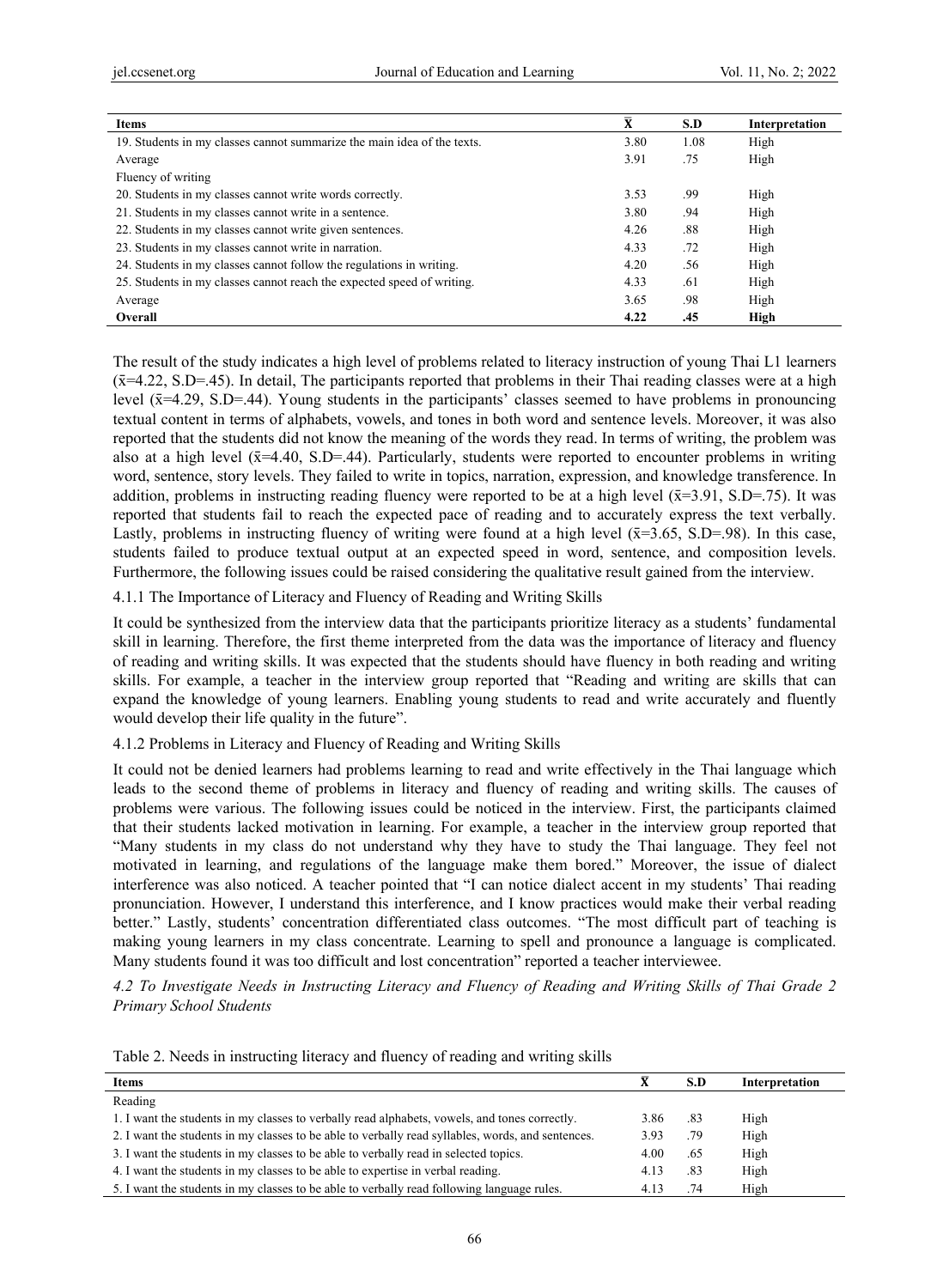| Items | $\bar{x}$ | S.D | Interpretation |
|---|---|---|---|
| 19. Students in my classes cannot summarize the main idea of the texts. | 3.80 | 1.08 | High |
| Average | 3.91 | .75 | High |
| Fluency of writing | | | |
| 20. Students in my classes cannot write words correctly. | 3.53 | .99 | High |
| 21. Students in my classes cannot write in a sentence. | 3.80 | .94 | High |
| 22. Students in my classes cannot write given sentences. | 4.26 | .88 | High |
| 23. Students in my classes cannot write in narration. | 4.33 | .72 | High |
| 24. Students in my classes cannot follow the regulations in writing. | 4.20 | .56 | High |
| 25. Students in my classes cannot reach the expected speed of writing. | 4.33 | .61 | High |
| Average | 3.65 | .98 | High |
| **Overall** | **4.22** | **.45** | **High** |

The result of the study indicates a high level of problems related to literacy instruction of young Thai L1 learners ($\bar{x}$=4.22, S.D=.45). In detail, The participants reported that problems in their Thai reading classes were at a high level ($\bar{x}$=4.29, S.D=.44). Young students in the participants' classes seemed to have problems in pronouncing textual content in terms of alphabets, vowels, and tones in both word and sentence levels. Moreover, it was also reported that the students did not know the meaning of the words they read. In terms of writing, the problem was also at a high level ($\bar{x}$=4.40, S.D=.44). Particularly, students were reported to encounter problems in writing word, sentence, story levels. They failed to write in topics, narration, expression, and knowledge transference. In addition, problems in instructing reading fluency were reported to be at a high level ($\bar{x}$=3.91, S.D=.75). It was reported that students fail to reach the expected pace of reading and to accurately express the text verbally. Lastly, problems in instructing fluency of writing were found at a high level ($\bar{x}$=3.65, S.D=.98). In this case, students failed to produce textual output at an expected speed in word, sentence, and composition levels. Furthermore, the following issues could be raised considering the qualitative result gained from the interview.

#### 4.1.1 The Importance of Literacy and Fluency of Reading and Writing Skills

It could be synthesized from the interview data that the participants prioritize literacy as a students' fundamental skill in learning. Therefore, the first theme interpreted from the data was the importance of literacy and fluency of reading and writing skills. It was expected that the students should have fluency in both reading and writing skills. For example, a teacher in the interview group reported that "Reading and writing are skills that can expand the knowledge of young learners. Enabling young students to read and write accurately and fluently would develop their life quality in the future".

#### 4.1.2 Problems in Literacy and Fluency of Reading and Writing Skills

It could not be denied learners had problems learning to read and write effectively in the Thai language which leads to the second theme of problems in literacy and fluency of reading and writing skills. The causes of problems were various. The following issues could be noticed in the interview. First, the participants claimed that their students lacked motivation in learning. For example, a teacher in the interview group reported that "Many students in my class do not understand why they have to study the Thai language. They feel not motivated in learning, and regulations of the language make them bored." Moreover, the issue of dialect interference was also noticed. A teacher pointed that "I can notice dialect accent in my students' Thai reading pronunciation. However, I understand this interference, and I know practices would make their verbal reading better." Lastly, students' concentration differentiated class outcomes. "The most difficult part of teaching is making young learners in my class concentrate. Learning to spell and pronounce a language is complicated. Many students found it was too difficult and lost concentration" reported a teacher interviewee.

### *4.2 To Investigate Needs in Instructing Literacy and Fluency of Reading and Writing Skills of Thai Grade 2 Primary School Students*

Table 2. Needs in instructing literacy and fluency of reading and writing skills

| Items | $\bar{x}$ | S.D | Interpretation |
|---|---|---|---|
| Reading | | | |
| 1. I want the students in my classes to verbally read alphabets, vowels, and tones correctly. | 3.86 | .83 | High |
| 2. I want the students in my classes to be able to verbally read syllables, words, and sentences. | 3.93 | .79 | High |
| 3. I want the students in my classes to be able to verbally read in selected topics. | 4.00 | .65 | High |
| 4. I want the students in my classes to be able to expertise in verbal reading. | 4.13 | .83 | High |
| 5. I want the students in my classes to be able to verbally read following language rules. | 4.13 | .74 | High |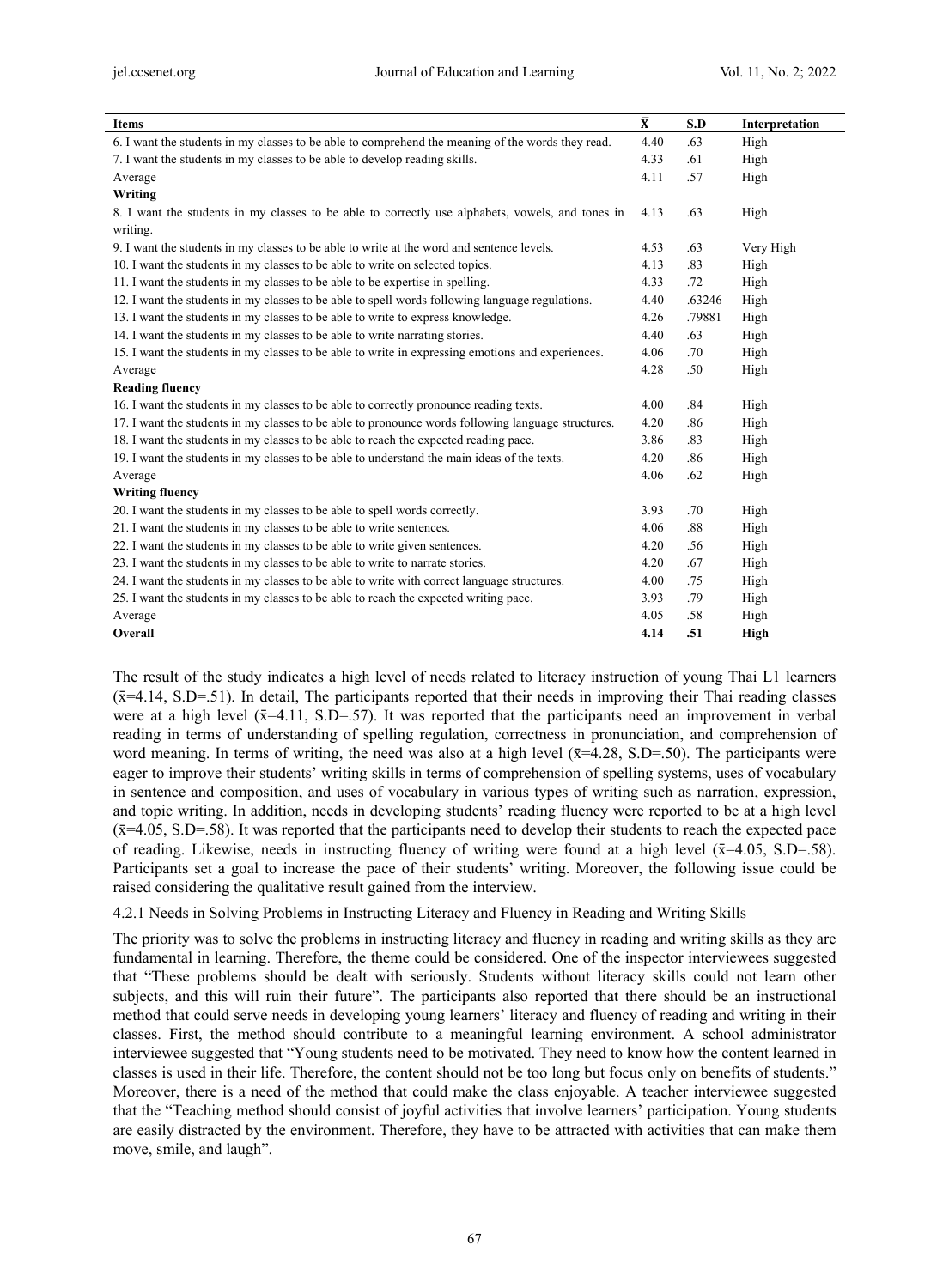| Items | $\bar{X}$ | S.D | Interpretation |
|---|---|---|---|
| 6. I want the students in my classes to be able to comprehend the meaning of the words they read. | 4.40 | .63 | High |
| 7. I want the students in my classes to be able to develop reading skills. | 4.33 | .61 | High |
| Average | 4.11 | .57 | High |
| **Writing** | | | |
| 8. I want the students in my classes to be able to correctly use alphabets, vowels, and tones in writing. | 4.13 | .63 | High |
| 9. I want the students in my classes to be able to write at the word and sentence levels. | 4.53 | .63 | Very High |
| 10. I want the students in my classes to be able to write on selected topics. | 4.13 | .83 | High |
| 11. I want the students in my classes to be able to be expertise in spelling. | 4.33 | .72 | High |
| 12. I want the students in my classes to be able to spell words following language regulations. | 4.40 | .63246 | High |
| 13. I want the students in my classes to be able to write to express knowledge. | 4.26 | .79881 | High |
| 14. I want the students in my classes to be able to write narrating stories. | 4.40 | .63 | High |
| 15. I want the students in my classes to be able to write in expressing emotions and experiences. | 4.06 | .70 | High |
| Average | 4.28 | .50 | High |
| **Reading fluency** | | | |
| 16. I want the students in my classes to be able to correctly pronounce reading texts. | 4.00 | .84 | High |
| 17. I want the students in my classes to be able to pronounce words following language structures. | 4.20 | .86 | High |
| 18. I want the students in my classes to be able to reach the expected reading pace. | 3.86 | .83 | High |
| 19. I want the students in my classes to be able to understand the main ideas of the texts. | 4.20 | .86 | High |
| Average | 4.06 | .62 | High |
| **Writing fluency** | | | |
| 20. I want the students in my classes to be able to spell words correctly. | 3.93 | .70 | High |
| 21. I want the students in my classes to be able to write sentences. | 4.06 | .88 | High |
| 22. I want the students in my classes to be able to write given sentences. | 4.20 | .56 | High |
| 23. I want the students in my classes to be able to write to narrate stories. | 4.20 | .67 | High |
| 24. I want the students in my classes to be able to write with correct language structures. | 4.00 | .75 | High |
| 25. I want the students in my classes to be able to reach the expected writing pace. | 3.93 | .79 | High |
| Average | 4.05 | .58 | High |
| **Overall** | **4.14** | **.51** | **High** |

The result of the study indicates a high level of needs related to literacy instruction of young Thai L1 learners ($\bar{x}$=4.14, S.D=.51). In detail, The participants reported that their needs in improving their Thai reading classes were at a high level ($\bar{x}$=4.11, S.D=.57). It was reported that the participants need an improvement in verbal reading in terms of understanding of spelling regulation, correctness in pronunciation, and comprehension of word meaning. In terms of writing, the need was also at a high level ($\bar{x}$=4.28, S.D=.50). The participants were eager to improve their students' writing skills in terms of comprehension of spelling systems, uses of vocabulary in sentence and composition, and uses of vocabulary in various types of writing such as narration, expression, and topic writing. In addition, needs in developing students' reading fluency were reported to be at a high level ($\bar{x}$=4.05, S.D=.58). It was reported that the participants need to develop their students to reach the expected pace of reading. Likewise, needs in instructing fluency of writing were found at a high level ($\bar{x}$=4.05, S.D=.58). Participants set a goal to increase the pace of their students' writing. Moreover, the following issue could be raised considering the qualitative result gained from the interview.

#### 4.2.1 Needs in Solving Problems in Instructing Literacy and Fluency in Reading and Writing Skills

The priority was to solve the problems in instructing literacy and fluency in reading and writing skills as they are fundamental in learning. Therefore, the theme could be considered. One of the inspector interviewees suggested that "These problems should be dealt with seriously. Students without literacy skills could not learn other subjects, and this will ruin their future". The participants also reported that there should be an instructional method that could serve needs in developing young learners' literacy and fluency of reading and writing in their classes. First, the method should contribute to a meaningful learning environment. A school administrator interviewee suggested that "Young students need to be motivated. They need to know how the content learned in classes is used in their life. Therefore, the content should not be too long but focus only on benefits of students." Moreover, there is a need of the method that could make the class enjoyable. A teacher interviewee suggested that the "Teaching method should consist of joyful activities that involve learners' participation. Young students are easily distracted by the environment. Therefore, they have to be attracted with activities that can make them move, smile, and laugh".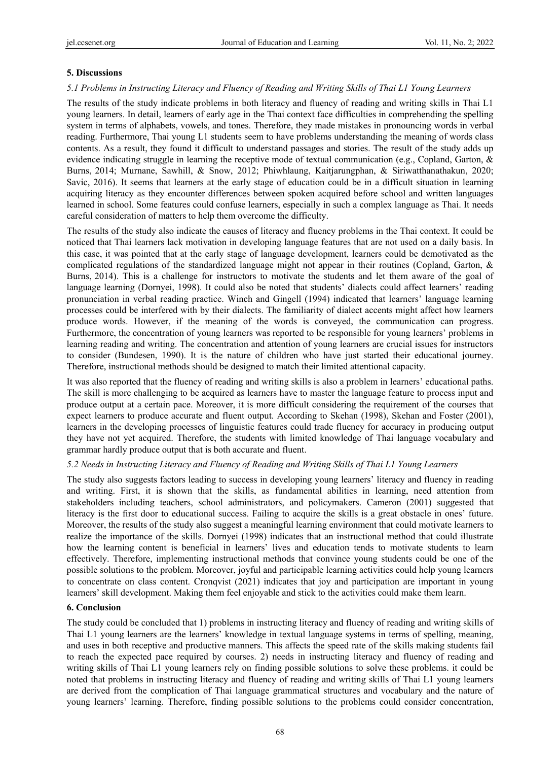## 5. Discussions

### *5.1 Problems in Instructing Literacy and Fluency of Reading and Writing Skills of Thai L1 Young Learners*

The results of the study indicate problems in both literacy and fluency of reading and writing skills in Thai L1 young learners. In detail, learners of early age in the Thai context face difficulties in comprehending the spelling system in terms of alphabets, vowels, and tones. Therefore, they made mistakes in pronouncing words in verbal reading. Furthermore, Thai young L1 students seem to have problems understanding the meaning of words class contents. As a result, they found it difficult to understand passages and stories. The result of the study adds up evidence indicating struggle in learning the receptive mode of textual communication (e.g., Copland, Garton, & Burns, 2014; Murnane, Sawhill, & Snow, 2012; Phiwhlaung, Kaitjarungphan, & Siriwatthanathakun, 2020; Savic, 2016). It seems that learners at the early stage of education could be in a difficult situation in learning acquiring literacy as they encounter differences between spoken acquired before school and written languages learned in school. Some features could confuse learners, especially in such a complex language as Thai. It needs careful consideration of matters to help them overcome the difficulty.

The results of the study also indicate the causes of literacy and fluency problems in the Thai context. It could be noticed that Thai learners lack motivation in developing language features that are not used on a daily basis. In this case, it was pointed that at the early stage of language development, learners could be demotivated as the complicated regulations of the standardized language might not appear in their routines (Copland, Garton, & Burns, 2014). This is a challenge for instructors to motivate the students and let them aware of the goal of language learning (Dornyei, 1998). It could also be noted that students' dialects could affect learners' reading pronunciation in verbal reading practice. Winch and Gingell (1994) indicated that learners' language learning processes could be interfered with by their dialects. The familiarity of dialect accents might affect how learners produce words. However, if the meaning of the words is conveyed, the communication can progress. Furthermore, the concentration of young learners was reported to be responsible for young learners' problems in learning reading and writing. The concentration and attention of young learners are crucial issues for instructors to consider (Bundesen, 1990). It is the nature of children who have just started their educational journey. Therefore, instructional methods should be designed to match their limited attentional capacity.

It was also reported that the fluency of reading and writing skills is also a problem in learners' educational paths. The skill is more challenging to be acquired as learners have to master the language feature to process input and produce output at a certain pace. Moreover, it is more difficult considering the requirement of the courses that expect learners to produce accurate and fluent output. According to Skehan (1998), Skehan and Foster (2001), learners in the developing processes of linguistic features could trade fluency for accuracy in producing output they have not yet acquired. Therefore, the students with limited knowledge of Thai language vocabulary and grammar hardly produce output that is both accurate and fluent.

### *5.2 Needs in Instructing Literacy and Fluency of Reading and Writing Skills of Thai L1 Young Learners*

The study also suggests factors leading to success in developing young learners' literacy and fluency in reading and writing. First, it is shown that the skills, as fundamental abilities in learning, need attention from stakeholders including teachers, school administrators, and policymakers. Cameron (2001) suggested that literacy is the first door to educational success. Failing to acquire the skills is a great obstacle in ones' future. Moreover, the results of the study also suggest a meaningful learning environment that could motivate learners to realize the importance of the skills. Dornyei (1998) indicates that an instructional method that could illustrate how the learning content is beneficial in learners' lives and education tends to motivate students to learn effectively. Therefore, implementing instructional methods that convince young students could be one of the possible solutions to the problem. Moreover, joyful and participable learning activities could help young learners to concentrate on class content. Cronqvist (2021) indicates that joy and participation are important in young learners' skill development. Making them feel enjoyable and stick to the activities could make them learn.

## 6. Conclusion

The study could be concluded that 1) problems in instructing literacy and fluency of reading and writing skills of Thai L1 young learners are the learners' knowledge in textual language systems in terms of spelling, meaning, and uses in both receptive and productive manners. This affects the speed rate of the skills making students fail to reach the expected pace required by courses. 2) needs in instructing literacy and fluency of reading and writing skills of Thai L1 young learners rely on finding possible solutions to solve these problems. it could be noted that problems in instructing literacy and fluency of reading and writing skills of Thai L1 young learners are derived from the complication of Thai language grammatical structures and vocabulary and the nature of young learners' learning. Therefore, finding possible solutions to the problems could consider concentration,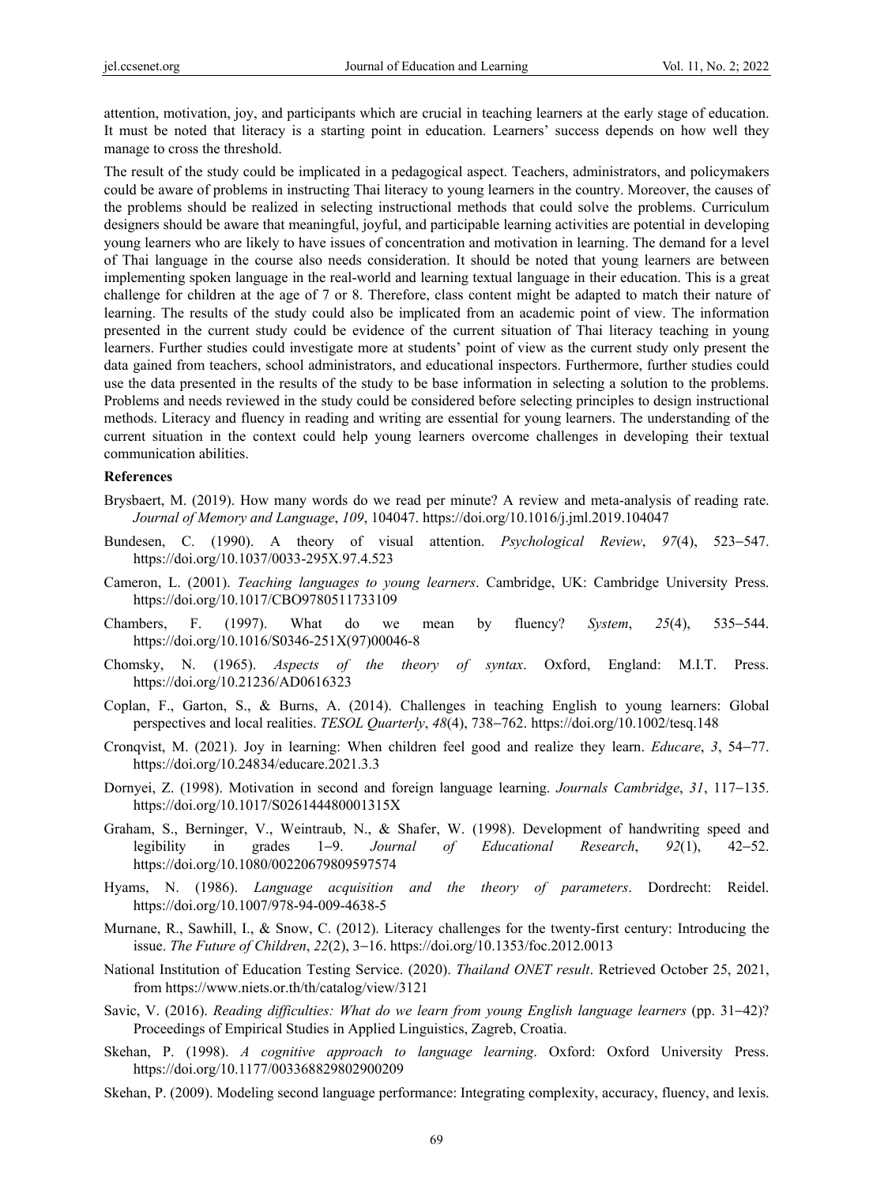attention, motivation, joy, and participants which are crucial in teaching learners at the early stage of education. It must be noted that literacy is a starting point in education. Learners' success depends on how well they manage to cross the threshold.

The result of the study could be implicated in a pedagogical aspect. Teachers, administrators, and policymakers could be aware of problems in instructing Thai literacy to young learners in the country. Moreover, the causes of the problems should be realized in selecting instructional methods that could solve the problems. Curriculum designers should be aware that meaningful, joyful, and participable learning activities are potential in developing young learners who are likely to have issues of concentration and motivation in learning. The demand for a level of Thai language in the course also needs consideration. It should be noted that young learners are between implementing spoken language in the real-world and learning textual language in their education. This is a great challenge for children at the age of 7 or 8. Therefore, class content might be adapted to match their nature of learning. The results of the study could also be implicated from an academic point of view. The information presented in the current study could be evidence of the current situation of Thai literacy teaching in young learners. Further studies could investigate more at students' point of view as the current study only present the data gained from teachers, school administrators, and educational inspectors. Furthermore, further studies could use the data presented in the results of the study to be base information in selecting a solution to the problems. Problems and needs reviewed in the study could be considered before selecting principles to design instructional methods. Literacy and fluency in reading and writing are essential for young learners. The understanding of the current situation in the context could help young learners overcome challenges in developing their textual communication abilities.

## References

Brysbaert, M. (2019). How many words do we read per minute? A review and meta-analysis of reading rate. *Journal of Memory and Language*, *109*, 104047. https://doi.org/10.1016/j.jml.2019.104047

Bundesen, C. (1990). A theory of visual attention. *Psychological Review*, *97*(4), 523–547. https://doi.org/10.1037/0033-295X.97.4.523

Cameron, L. (2001). *Teaching languages to young learners*. Cambridge, UK: Cambridge University Press. https://doi.org/10.1017/CBO9780511733109

Chambers, F. (1997). What do we mean by fluency? *System*, *25*(4), 535–544. https://doi.org/10.1016/S0346-251X(97)00046-8

Chomsky, N. (1965). *Aspects of the theory of syntax*. Oxford, England: M.I.T. Press. https://doi.org/10.21236/AD0616323

Coplan, F., Garton, S., & Burns, A. (2014). Challenges in teaching English to young learners: Global perspectives and local realities. *TESOL Quarterly*, *48*(4), 738–762. https://doi.org/10.1002/tesq.148

Cronqvist, M. (2021). Joy in learning: When children feel good and realize they learn. *Educare*, *3*, 54–77. https://doi.org/10.24834/educare.2021.3.3

Dornyei, Z. (1998). Motivation in second and foreign language learning. *Journals Cambridge*, *31*, 117–135. https://doi.org/10.1017/S026144480001315X

Graham, S., Berninger, V., Weintraub, N., & Shafer, W. (1998). Development of handwriting speed and legibility in grades 1–9. *Journal of Educational Research*, *92*(1), 42–52. https://doi.org/10.1080/00220679809597574

Hyams, N. (1986). *Language acquisition and the theory of parameters*. Dordrecht: Reidel. https://doi.org/10.1007/978-94-009-4638-5

Murnane, R., Sawhill, I., & Snow, C. (2012). Literacy challenges for the twenty-first century: Introducing the issue. *The Future of Children*, *22*(2), 3–16. https://doi.org/10.1353/foc.2012.0013

National Institution of Education Testing Service. (2020). *Thailand ONET result*. Retrieved October 25, 2021, from https://www.niets.or.th/th/catalog/view/3121

Savic, V. (2016). *Reading difficulties: What do we learn from young English language learners* (pp. 31–42)? Proceedings of Empirical Studies in Applied Linguistics, Zagreb, Croatia.

Skehan, P. (1998). *A cognitive approach to language learning*. Oxford: Oxford University Press. https://doi.org/10.1177/003368829802900209

Skehan, P. (2009). Modeling second language performance: Integrating complexity, accuracy, fluency, and lexis.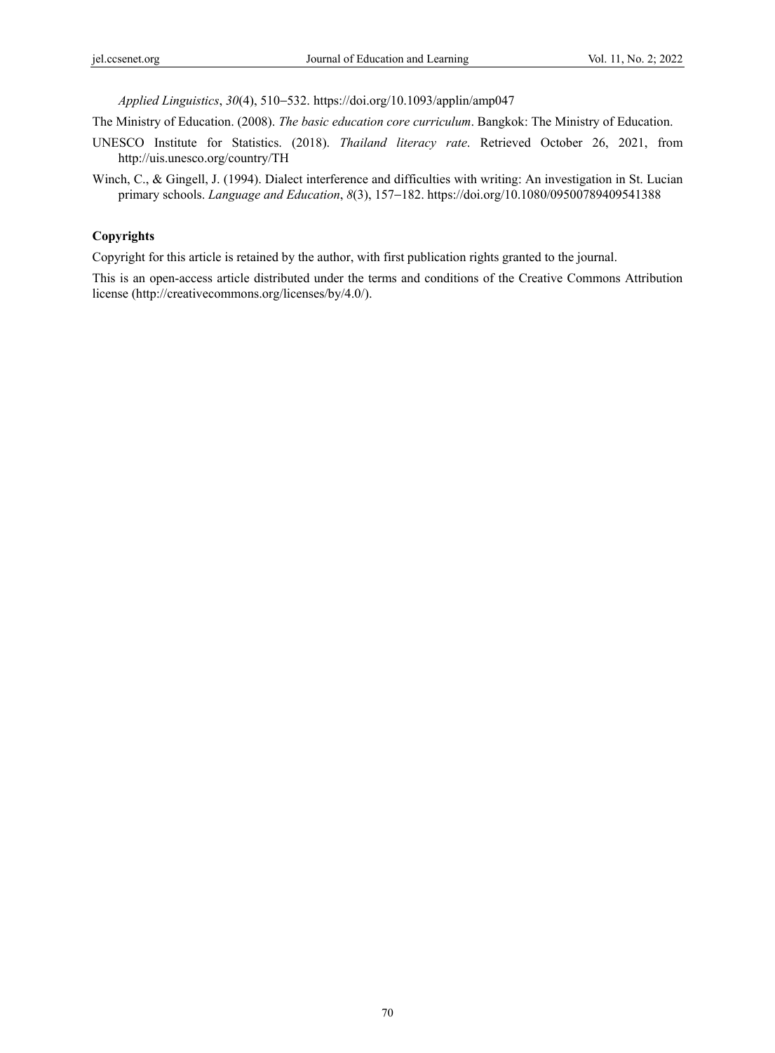*Applied Linguistics*, *30*(4), 510–532. https://doi.org/10.1093/applin/amp047

The Ministry of Education. (2008). *The basic education core curriculum*. Bangkok: The Ministry of Education.

UNESCO Institute for Statistics. (2018). *Thailand literacy rate*. Retrieved October 26, 2021, from http://uis.unesco.org/country/TH

Winch, C., & Gingell, J. (1994). Dialect interference and difficulties with writing: An investigation in St. Lucian primary schools. *Language and Education*, *8*(3), 157–182. https://doi.org/10.1080/09500789409541388

**Copyrights**

Copyright for this article is retained by the author, with first publication rights granted to the journal.

This is an open-access article distributed under the terms and conditions of the Creative Commons Attribution license (http://creativecommons.org/licenses/by/4.0/).